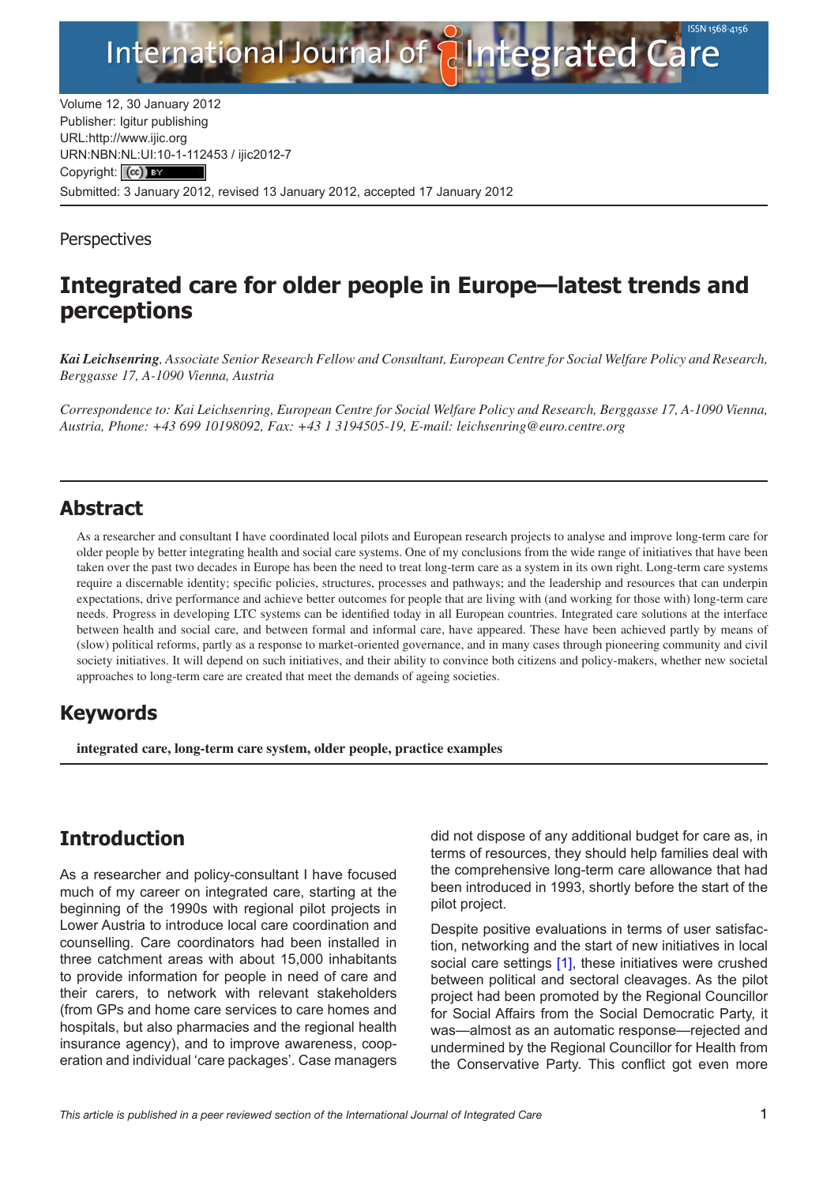Volume 12, 30 January 2012
Publisher: Igitur publishing
URL:http://www.ijic.org
URN:NBN:NL:UI:10-1-112453 / ijic2012-7
Copyright: (cc) BY
Submitted: 3 January 2012, revised 13 January 2012, accepted 17 January 2012

Perspectives

# Integrated care for older people in Europe—latest trends and perceptions

***Kai Leichsenring**, Associate Senior Research Fellow and Consultant, European Centre for Social Welfare Policy and Research, Berggasse 17, A-1090 Vienna, Austria*

*Correspondence to: Kai Leichsenring, European Centre for Social Welfare Policy and Research, Berggasse 17, A-1090 Vienna, Austria, Phone: +43 699 10198092, Fax: +43 1 3194505-19, E-mail: leichsenring@euro.centre.org*

## Abstract

As a researcher and consultant I have coordinated local pilots and European research projects to analyse and improve long-term care for older people by better integrating health and social care systems. One of my conclusions from the wide range of initiatives that have been taken over the past two decades in Europe has been the need to treat long-term care as a system in its own right. Long-term care systems require a discernable identity; specific policies, structures, processes and pathways; and the leadership and resources that can underpin expectations, drive performance and achieve better outcomes for people that are living with (and working for those with) long-term care needs. Progress in developing LTC systems can be identified today in all European countries. Integrated care solutions at the interface between health and social care, and between formal and informal care, have appeared. These have been achieved partly by means of (slow) political reforms, partly as a response to market-oriented governance, and in many cases through pioneering community and civil society initiatives. It will depend on such initiatives, and their ability to convince both citizens and policy-makers, whether new societal approaches to long-term care are created that meet the demands of ageing societies.

## Keywords

**integrated care, long-term care system, older people, practice examples**

## Introduction

As a researcher and policy-consultant I have focused much of my career on integrated care, starting at the beginning of the 1990s with regional pilot projects in Lower Austria to introduce local care coordination and counselling. Care coordinators had been installed in three catchment areas with about 15,000 inhabitants to provide information for people in need of care and their carers, to network with relevant stakeholders (from GPs and home care services to care homes and hospitals, but also pharmacies and the regional health insurance agency), and to improve awareness, cooperation and individual 'care packages'. Case managers did not dispose of any additional budget for care as, in terms of resources, they should help families deal with the comprehensive long-term care allowance that had been introduced in 1993, shortly before the start of the pilot project.

Despite positive evaluations in terms of user satisfaction, networking and the start of new initiatives in local social care settings [1], these initiatives were crushed between political and sectoral cleavages. As the pilot project had been promoted by the Regional Councillor for Social Affairs from the Social Democratic Party, it was—almost as an automatic response—rejected and undermined by the Regional Councillor for Health from the Conservative Party. This conflict got even more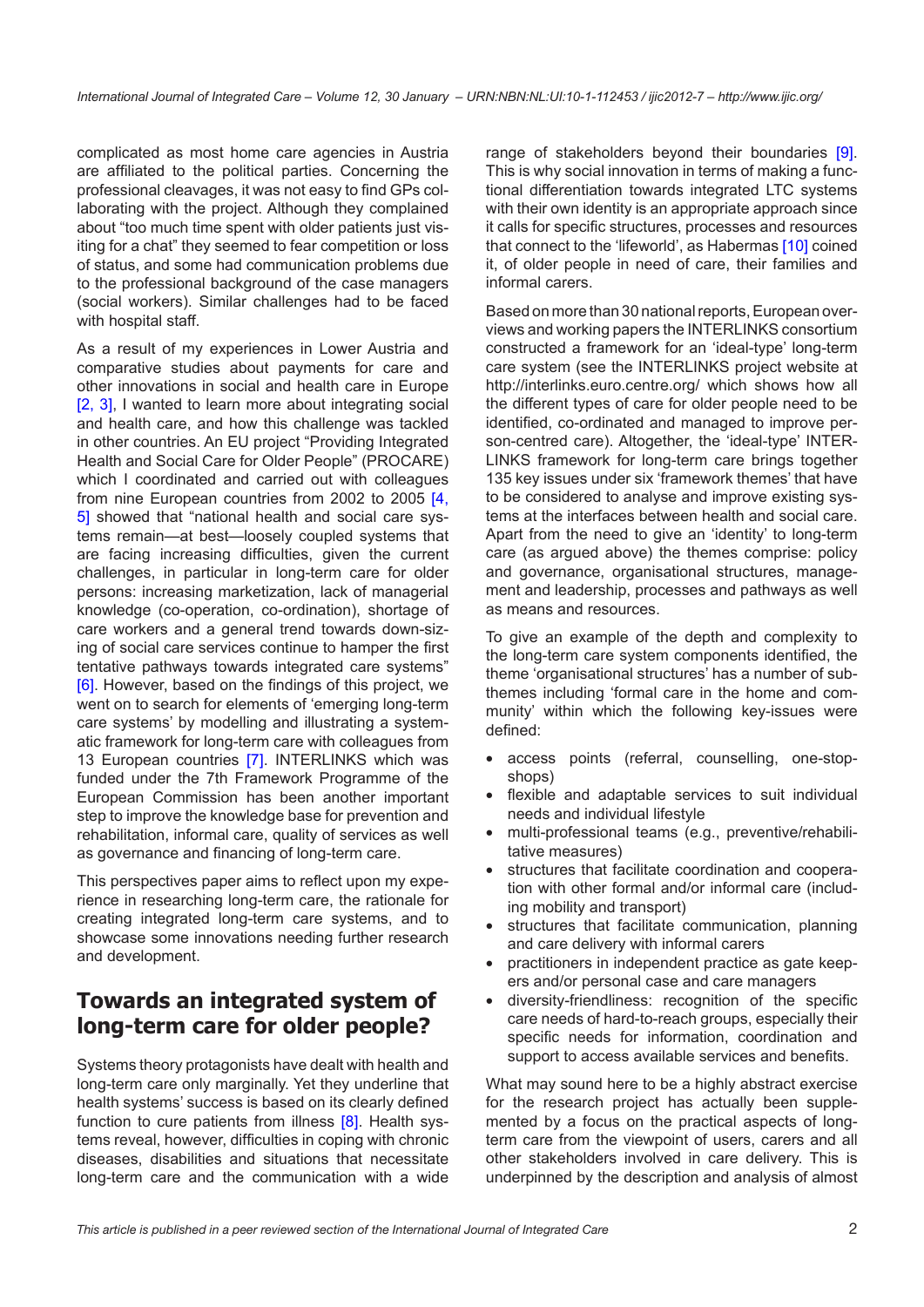complicated as most home care agencies in Austria are affiliated to the political parties. Concerning the professional cleavages, it was not easy to find GPs collaborating with the project. Although they complained about "too much time spent with older patients just visiting for a chat" they seemed to fear competition or loss of status, and some had communication problems due to the professional background of the case managers (social workers). Similar challenges had to be faced with hospital staff.

As a result of my experiences in Lower Austria and comparative studies about payments for care and other innovations in social and health care in Europe [2, 3], I wanted to learn more about integrating social and health care, and how this challenge was tackled in other countries. An EU project "Providing Integrated Health and Social Care for Older People" (PROCARE) which I coordinated and carried out with colleagues from nine European countries from 2002 to 2005 [4, 5] showed that "national health and social care systems remain—at best—loosely coupled systems that are facing increasing difficulties, given the current challenges, in particular in long-term care for older persons: increasing marketization, lack of managerial knowledge (co-operation, co-ordination), shortage of care workers and a general trend towards down-sizing of social care services continue to hamper the first tentative pathways towards integrated care systems" [6]. However, based on the findings of this project, we went on to search for elements of 'emerging long-term care systems' by modelling and illustrating a systematic framework for long-term care with colleagues from 13 European countries [7]. INTERLINKS which was funded under the 7th Framework Programme of the European Commission has been another important step to improve the knowledge base for prevention and rehabilitation, informal care, quality of services as well as governance and financing of long-term care.

This perspectives paper aims to reflect upon my experience in researching long-term care, the rationale for creating integrated long-term care systems, and to showcase some innovations needing further research and development.

## Towards an integrated system of long-term care for older people?

Systems theory protagonists have dealt with health and long-term care only marginally. Yet they underline that health systems' success is based on its clearly defined function to cure patients from illness [8]. Health systems reveal, however, difficulties in coping with chronic diseases, disabilities and situations that necessitate long-term care and the communication with a wide range of stakeholders beyond their boundaries [9]. This is why social innovation in terms of making a functional differentiation towards integrated LTC systems with their own identity is an appropriate approach since it calls for specific structures, processes and resources that connect to the 'lifeworld', as Habermas [10] coined it, of older people in need of care, their families and informal carers.

Based on more than 30 national reports, European overviews and working papers the INTERLINKS consortium constructed a framework for an 'ideal-type' long-term care system (see the INTERLINKS project website at http://interlinks.euro.centre.org/ which shows how all the different types of care for older people need to be identified, co-ordinated and managed to improve person-centred care). Altogether, the 'ideal-type' INTERLINKS framework for long-term care brings together 135 key issues under six 'framework themes' that have to be considered to analyse and improve existing systems at the interfaces between health and social care. Apart from the need to give an 'identity' to long-term care (as argued above) the themes comprise: policy and governance, organisational structures, management and leadership, processes and pathways as well as means and resources.

To give an example of the depth and complexity to the long-term care system components identified, the theme 'organisational structures' has a number of sub-themes including 'formal care in the home and community' within which the following key-issues were defined:

- access points (referral, counselling, one-stop-shops)
- flexible and adaptable services to suit individual needs and individual lifestyle
- multi-professional teams (e.g., preventive/rehabilitative measures)
- structures that facilitate coordination and cooperation with other formal and/or informal care (including mobility and transport)
- structures that facilitate communication, planning and care delivery with informal carers
- practitioners in independent practice as gate keepers and/or personal case and care managers
- diversity-friendliness: recognition of the specific care needs of hard-to-reach groups, especially their specific needs for information, coordination and support to access available services and benefits.

What may sound here to be a highly abstract exercise for the research project has actually been supplemented by a focus on the practical aspects of long-term care from the viewpoint of users, carers and all other stakeholders involved in care delivery. This is underpinned by the description and analysis of almost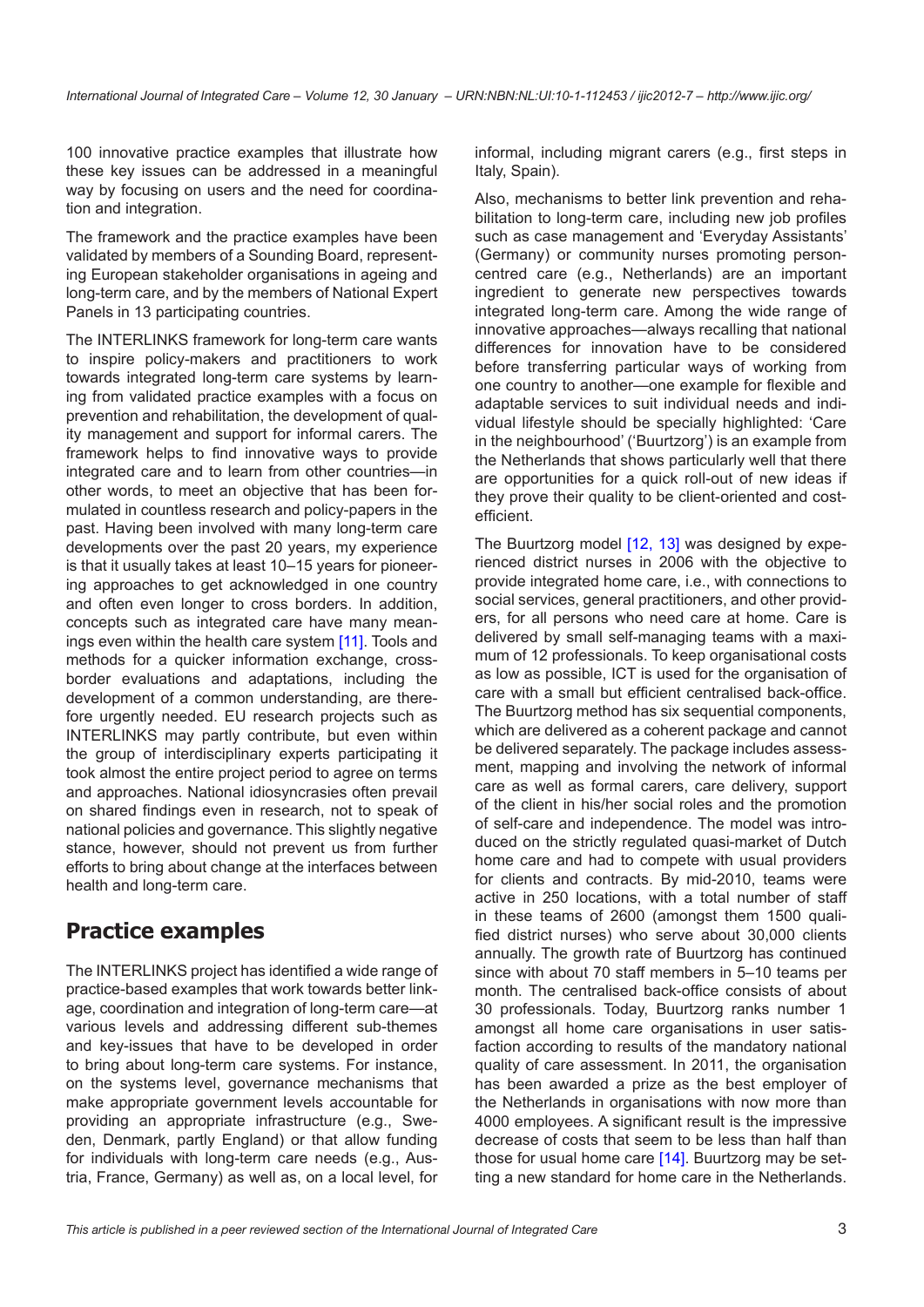100 innovative practice examples that illustrate how these key issues can be addressed in a meaningful way by focusing on users and the need for coordination and integration.

The framework and the practice examples have been validated by members of a Sounding Board, representing European stakeholder organisations in ageing and long-term care, and by the members of National Expert Panels in 13 participating countries.

The INTERLINKS framework for long-term care wants to inspire policy-makers and practitioners to work towards integrated long-term care systems by learning from validated practice examples with a focus on prevention and rehabilitation, the development of quality management and support for informal carers. The framework helps to find innovative ways to provide integrated care and to learn from other countries—in other words, to meet an objective that has been formulated in countless research and policy-papers in the past. Having been involved with many long-term care developments over the past 20 years, my experience is that it usually takes at least 10–15 years for pioneering approaches to get acknowledged in one country and often even longer to cross borders. In addition, concepts such as integrated care have many meanings even within the health care system [11]. Tools and methods for a quicker information exchange, cross-border evaluations and adaptations, including the development of a common understanding, are therefore urgently needed. EU research projects such as INTERLINKS may partly contribute, but even within the group of interdisciplinary experts participating it took almost the entire project period to agree on terms and approaches. National idiosyncrasies often prevail on shared findings even in research, not to speak of national policies and governance. This slightly negative stance, however, should not prevent us from further efforts to bring about change at the interfaces between health and long-term care.

## Practice examples

The INTERLINKS project has identified a wide range of practice-based examples that work towards better linkage, coordination and integration of long-term care—at various levels and addressing different sub-themes and key-issues that have to be developed in order to bring about long-term care systems. For instance, on the systems level, governance mechanisms that make appropriate government levels accountable for providing an appropriate infrastructure (e.g., Sweden, Denmark, partly England) or that allow funding for individuals with long-term care needs (e.g., Austria, France, Germany) as well as, on a local level, for informal, including migrant carers (e.g., first steps in Italy, Spain).

Also, mechanisms to better link prevention and rehabilitation to long-term care, including new job profiles such as case management and 'Everyday Assistants' (Germany) or community nurses promoting person-centred care (e.g., Netherlands) are an important ingredient to generate new perspectives towards integrated long-term care. Among the wide range of innovative approaches—always recalling that national differences for innovation have to be considered before transferring particular ways of working from one country to another—one example for flexible and adaptable services to suit individual needs and individual lifestyle should be specially highlighted: 'Care in the neighbourhood' ('Buurtzorg') is an example from the Netherlands that shows particularly well that there are opportunities for a quick roll-out of new ideas if they prove their quality to be client-oriented and cost-efficient.

The Buurtzorg model [12, 13] was designed by experienced district nurses in 2006 with the objective to provide integrated home care, i.e., with connections to social services, general practitioners, and other providers, for all persons who need care at home. Care is delivered by small self-managing teams with a maximum of 12 professionals. To keep organisational costs as low as possible, ICT is used for the organisation of care with a small but efficient centralised back-office. The Buurtzorg method has six sequential components, which are delivered as a coherent package and cannot be delivered separately. The package includes assessment, mapping and involving the network of informal care as well as formal carers, care delivery, support of the client in his/her social roles and the promotion of self-care and independence. The model was introduced on the strictly regulated quasi-market of Dutch home care and had to compete with usual providers for clients and contracts. By mid-2010, teams were active in 250 locations, with a total number of staff in these teams of 2600 (amongst them 1500 qualified district nurses) who serve about 30,000 clients annually. The growth rate of Buurtzorg has continued since with about 70 staff members in 5–10 teams per month. The centralised back-office consists of about 30 professionals. Today, Buurtzorg ranks number 1 amongst all home care organisations in user satisfaction according to results of the mandatory national quality of care assessment. In 2011, the organisation has been awarded a prize as the best employer of the Netherlands in organisations with now more than 4000 employees. A significant result is the impressive decrease of costs that seem to be less than half than those for usual home care [14]. Buurtzorg may be setting a new standard for home care in the Netherlands.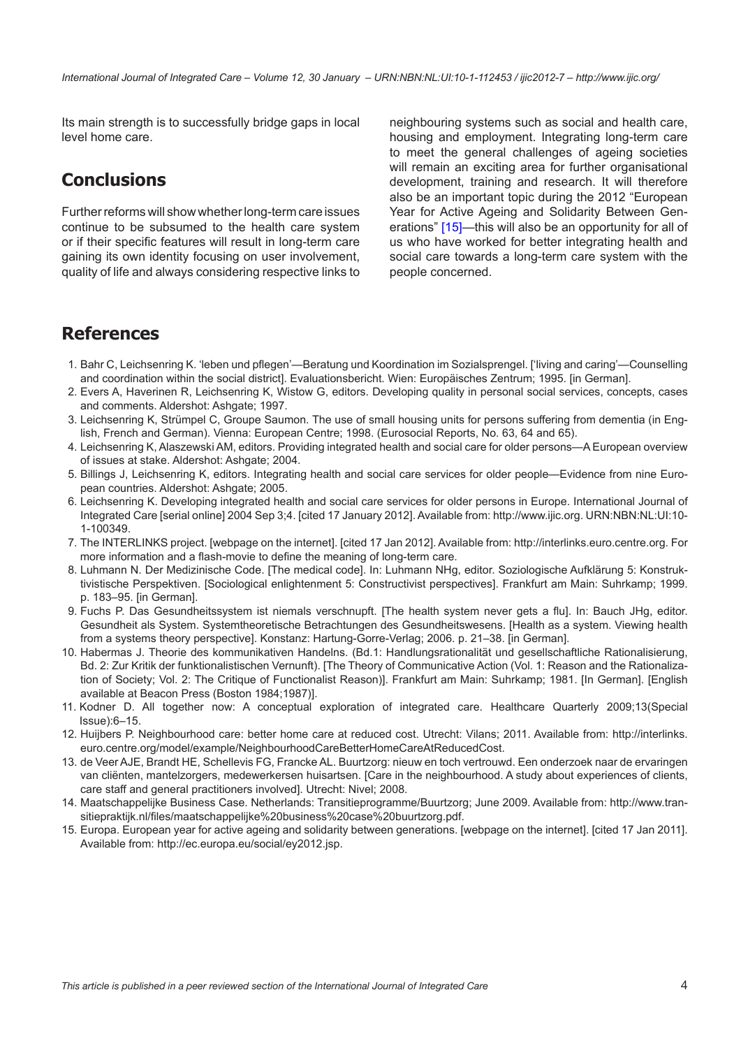Its main strength is to successfully bridge gaps in local level home care.

## Conclusions

Further reforms will show whether long-term care issues continue to be subsumed to the health care system or if their specific features will result in long-term care gaining its own identity focusing on user involvement, quality of life and always considering respective links to neighbouring systems such as social and health care, housing and employment. Integrating long-term care to meet the general challenges of ageing societies will remain an exciting area for further organisational development, training and research. It will therefore also be an important topic during the 2012 "European Year for Active Ageing and Solidarity Between Generations" [15]—this will also be an opportunity for all of us who have worked for better integrating health and social care towards a long-term care system with the people concerned.

## References

1. Bahr C, Leichsenring K. 'leben und pflegen'—Beratung und Koordination im Sozialsprengel. ['living and caring'—Counselling and coordination within the social district]. Evaluationsbericht. Wien: Europäisches Zentrum; 1995. [in German].
2. Evers A, Haverinen R, Leichsenring K, Wistow G, editors. Developing quality in personal social services, concepts, cases and comments. Aldershot: Ashgate; 1997.
3. Leichsenring K, Strümpel C, Groupe Saumon. The use of small housing units for persons suffering from dementia (in English, French and German). Vienna: European Centre; 1998. (Eurosocial Reports, No. 63, 64 and 65).
4. Leichsenring K, Alaszewski AM, editors. Providing integrated health and social care for older persons—A European overview of issues at stake. Aldershot: Ashgate; 2004.
5. Billings J, Leichsenring K, editors. Integrating health and social care services for older people—Evidence from nine European countries. Aldershot: Ashgate; 2005.
6. Leichsenring K. Developing integrated health and social care services for older persons in Europe. International Journal of Integrated Care [serial online] 2004 Sep 3;4. [cited 17 January 2012]. Available from: http://www.ijic.org. URN:NBN:NL:UI:10-1-100349.
7. The INTERLINKS project. [webpage on the internet]. [cited 17 Jan 2012]. Available from: http://interlinks.euro.centre.org. For more information and a flash-movie to define the meaning of long-term care.
8. Luhmann N. Der Medizinische Code. [The medical code]. In: Luhmann NHg, editor. Soziologische Aufklärung 5: Konstruktivistische Perspektiven. [Sociological enlightenment 5: Constructivist perspectives]. Frankfurt am Main: Suhrkamp; 1999. p. 183–95. [in German].
9. Fuchs P. Das Gesundheitssystem ist niemals verschnupft. [The health system never gets a flu]. In: Bauch JHg, editor. Gesundheit als System. Systemtheoretische Betrachtungen des Gesundheitswesens. [Health as a system. Viewing health from a systems theory perspective]. Konstanz: Hartung-Gorre-Verlag; 2006. p. 21–38. [in German].
10. Habermas J. Theorie des kommunikativen Handelns. (Bd.1: Handlungsrationalität und gesellschaftliche Rationalisierung, Bd. 2: Zur Kritik der funktionalistischen Vernunft). [The Theory of Communicative Action (Vol. 1: Reason and the Rationalization of Society; Vol. 2: The Critique of Functionalist Reason)]. Frankfurt am Main: Suhrkamp; 1981. [In German]. [English available at Beacon Press (Boston 1984;1987)].
11. Kodner D. All together now: A conceptual exploration of integrated care. Healthcare Quarterly 2009;13(Special Issue):6–15.
12. Huijbers P. Neighbourhood care: better home care at reduced cost. Utrecht: Vilans; 2011. Available from: http://interlinks.euro.centre.org/model/example/NeighbourhoodCareBetterHomeCareAtReducedCost.
13. de Veer AJE, Brandt HE, Schellevis FG, Francke AL. Buurtzorg: nieuw en toch vertrouwd. Een onderzoek naar de ervaringen van cliënten, mantelzorgers, medewerkersen huisartsen. [Care in the neighbourhood. A study about experiences of clients, care staff and general practitioners involved]. Utrecht: Nivel; 2008.
14. Maatschappelijke Business Case. Netherlands: Transitieprogramme/Buurtzorg; June 2009. Available from: http://www.transitiepraktijk.nl/files/maatschappelijke%20business%20case%20buurtzorg.pdf.
15. Europa. European year for active ageing and solidarity between generations. [webpage on the internet]. [cited 17 Jan 2011]. Available from: http://ec.europa.eu/social/ey2012.jsp.